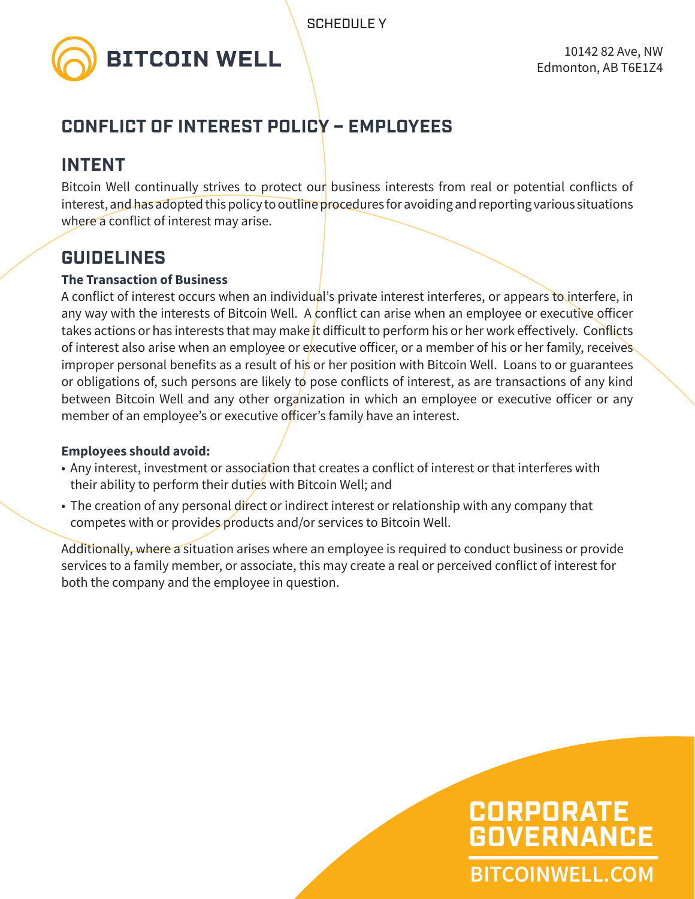SCHEDULE Y

BITCOIN WELL

10142 82 Ave, NW
Edmonton, AB T6E1Z4

# CONFLICT OF INTEREST POLICY – EMPLOYEES

## INTENT

Bitcoin Well continually strives to protect our business interests from real or potential conflicts of interest, and has adopted this policy to outline procedures for avoiding and reporting various situations where a conflict of interest may arise.

## GUIDELINES

**The Transaction of Business**

A conflict of interest occurs when an individual's private interest interferes, or appears to interfere, in any way with the interests of Bitcoin Well. A conflict can arise when an employee or executive officer takes actions or has interests that may make it difficult to perform his or her work effectively. Conflicts of interest also arise when an employee or executive officer, or a member of his or her family, receives improper personal benefits as a result of his or her position with Bitcoin Well. Loans to or guarantees or obligations of, such persons are likely to pose conflicts of interest, as are transactions of any kind between Bitcoin Well and any other organization in which an employee or executive officer or any member of an employee's or executive officer's family have an interest.

**Employees should avoid:**

- Any interest, investment or association that creates a conflict of interest or that interferes with their ability to perform their duties with Bitcoin Well; and
- The creation of any personal direct or indirect interest or relationship with any company that competes with or provides products and/or services to Bitcoin Well.

Additionally, where a situation arises where an employee is required to conduct business or provide services to a family member, or associate, this may create a real or perceived conflict of interest for both the company and the employee in question.

CORPORATE GOVERNANCE

BITCOINWELL.COM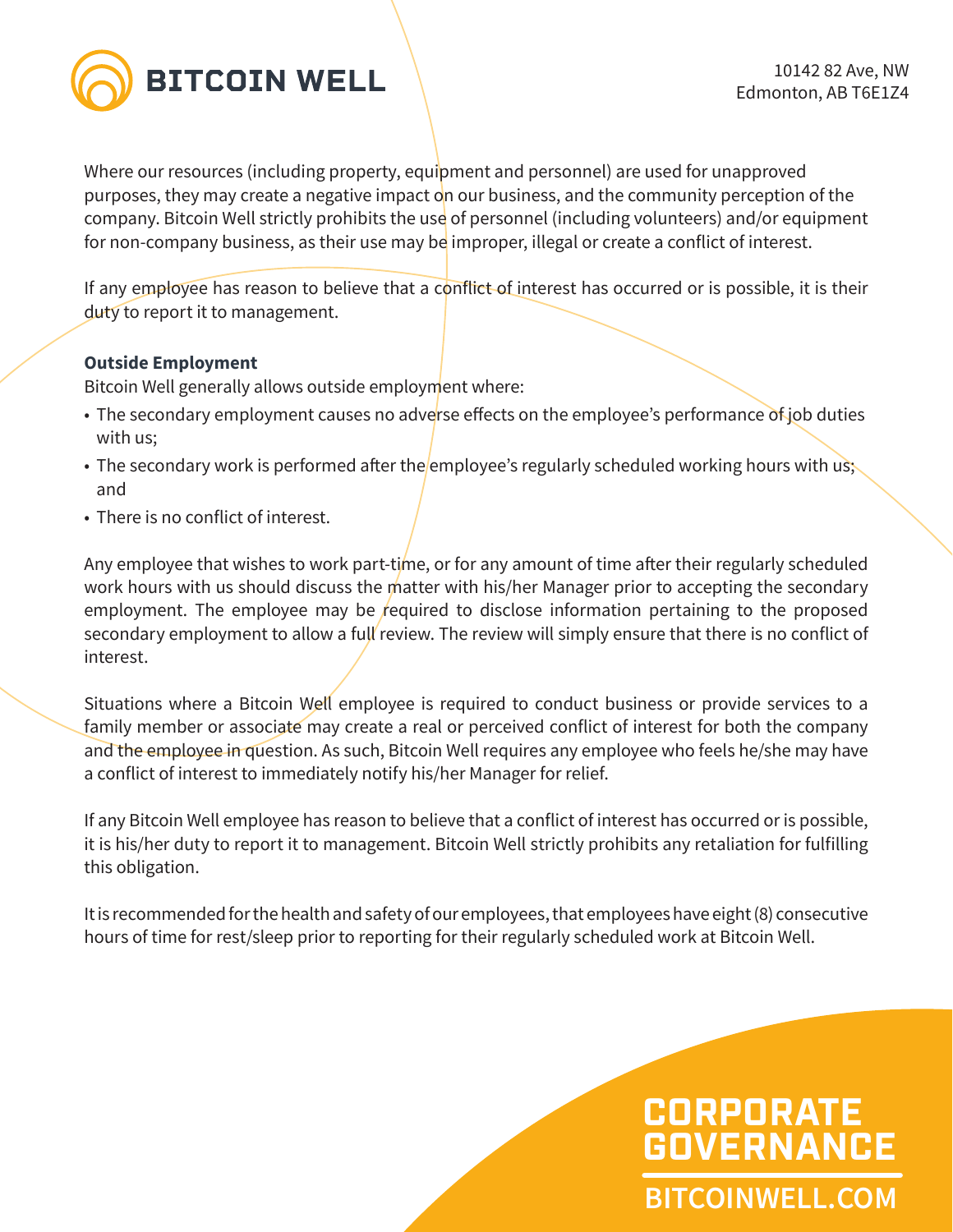Where our resources (including property, equipment and personnel) are used for unapproved purposes, they may create a negative impact on our business, and the community perception of the company. Bitcoin Well strictly prohibits the use of personnel (including volunteers) and/or equipment for non-company business, as their use may be improper, illegal or create a conflict of interest.

If any employee has reason to believe that a conflict of interest has occurred or is possible, it is their duty to report it to management.

**Outside Employment**

Bitcoin Well generally allows outside employment where:

- The secondary employment causes no adverse effects on the employee's performance of job duties with us;
- The secondary work is performed after the employee's regularly scheduled working hours with us; and
- There is no conflict of interest.

Any employee that wishes to work part-time, or for any amount of time after their regularly scheduled work hours with us should discuss the matter with his/her Manager prior to accepting the secondary employment. The employee may be required to disclose information pertaining to the proposed secondary employment to allow a full review. The review will simply ensure that there is no conflict of interest.

Situations where a Bitcoin Well employee is required to conduct business or provide services to a family member or associate may create a real or perceived conflict of interest for both the company and the employee in question. As such, Bitcoin Well requires any employee who feels he/she may have a conflict of interest to immediately notify his/her Manager for relief.

If any Bitcoin Well employee has reason to believe that a conflict of interest has occurred or is possible, it is his/her duty to report it to management. Bitcoin Well strictly prohibits any retaliation for fulfilling this obligation.

It is recommended for the health and safety of our employees, that employees have eight (8) consecutive hours of time for rest/sleep prior to reporting for their regularly scheduled work at Bitcoin Well.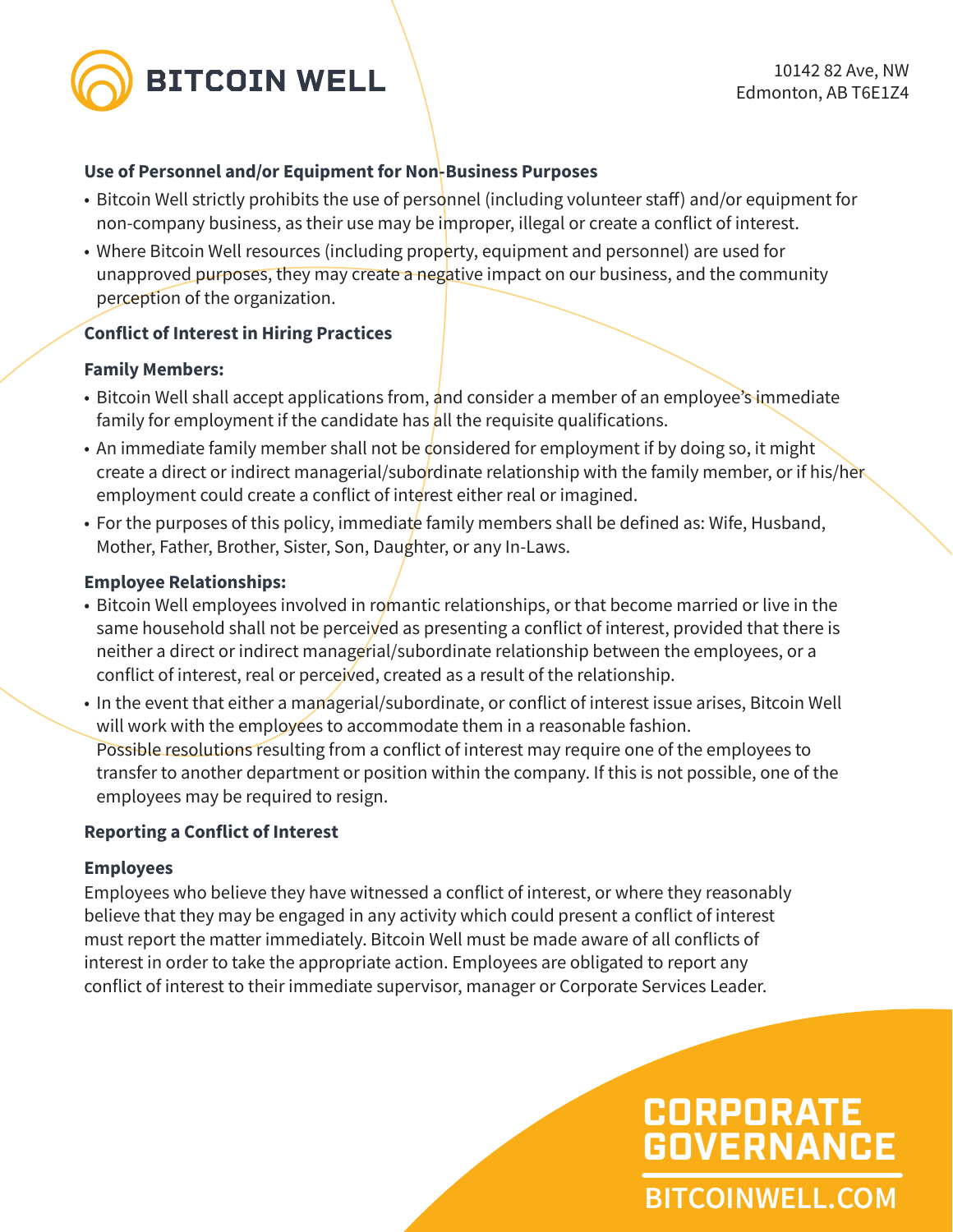### Use of Personnel and/or Equipment for Non-Business Purposes

- Bitcoin Well strictly prohibits the use of personnel (including volunteer staff) and/or equipment for non-company business, as their use may be improper, illegal or create a conflict of interest.
- Where Bitcoin Well resources (including property, equipment and personnel) are used for unapproved purposes, they may create a negative impact on our business, and the community perception of the organization.

### Conflict of Interest in Hiring Practices

#### Family Members:

- Bitcoin Well shall accept applications from, and consider a member of an employee's immediate family for employment if the candidate has all the requisite qualifications.
- An immediate family member shall not be considered for employment if by doing so, it might create a direct or indirect managerial/subordinate relationship with the family member, or if his/her employment could create a conflict of interest either real or imagined.
- For the purposes of this policy, immediate family members shall be defined as: Wife, Husband, Mother, Father, Brother, Sister, Son, Daughter, or any In-Laws.

#### Employee Relationships:

- Bitcoin Well employees involved in romantic relationships, or that become married or live in the same household shall not be perceived as presenting a conflict of interest, provided that there is neither a direct or indirect managerial/subordinate relationship between the employees, or a conflict of interest, real or perceived, created as a result of the relationship.
- In the event that either a managerial/subordinate, or conflict of interest issue arises, Bitcoin Well will work with the employees to accommodate them in a reasonable fashion. Possible resolutions resulting from a conflict of interest may require one of the employees to transfer to another department or position within the company. If this is not possible, one of the employees may be required to resign.

### Reporting a Conflict of Interest

#### Employees

Employees who believe they have witnessed a conflict of interest, or where they reasonably believe that they may be engaged in any activity which could present a conflict of interest must report the matter immediately. Bitcoin Well must be made aware of all conflicts of interest in order to take the appropriate action. Employees are obligated to report any conflict of interest to their immediate supervisor, manager or Corporate Services Leader.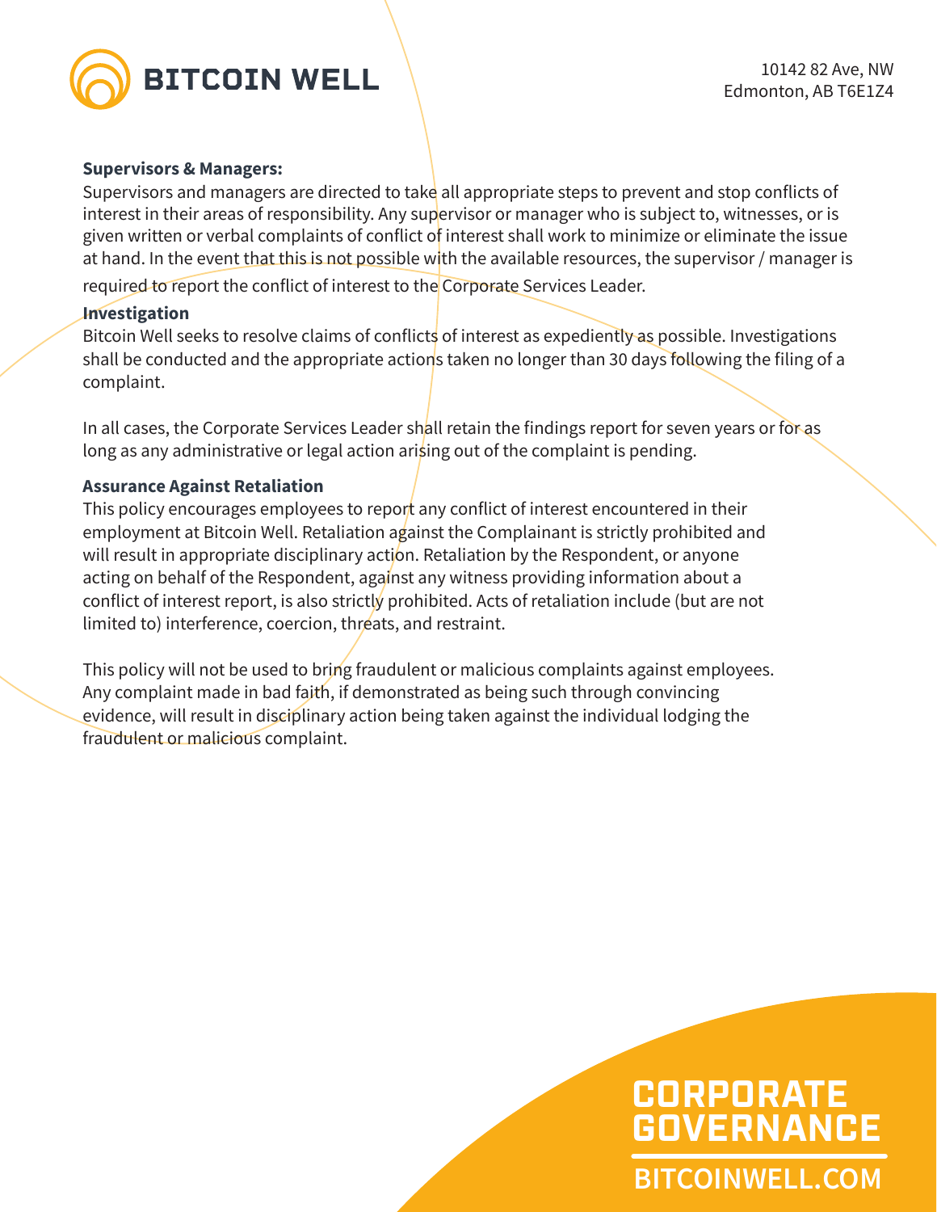**Supervisors & Managers:**

Supervisors and managers are directed to take all appropriate steps to prevent and stop conflicts of interest in their areas of responsibility. Any supervisor or manager who is subject to, witnesses, or is given written or verbal complaints of conflict of interest shall work to minimize or eliminate the issue at hand. In the event that this is not possible with the available resources, the supervisor / manager is required to report the conflict of interest to the Corporate Services Leader.

**Investigation**

Bitcoin Well seeks to resolve claims of conflicts of interest as expediently as possible. Investigations shall be conducted and the appropriate actions taken no longer than 30 days following the filing of a complaint.

In all cases, the Corporate Services Leader shall retain the findings report for seven years or for as long as any administrative or legal action arising out of the complaint is pending.

**Assurance Against Retaliation**

This policy encourages employees to report any conflict of interest encountered in their employment at Bitcoin Well. Retaliation against the Complainant is strictly prohibited and will result in appropriate disciplinary action. Retaliation by the Respondent, or anyone acting on behalf of the Respondent, against any witness providing information about a conflict of interest report, is also strictly prohibited. Acts of retaliation include (but are not limited to) interference, coercion, threats, and restraint.

This policy will not be used to bring fraudulent or malicious complaints against employees. Any complaint made in bad faith, if demonstrated as being such through convincing evidence, will result in disciplinary action being taken against the individual lodging the fraudulent or malicious complaint.